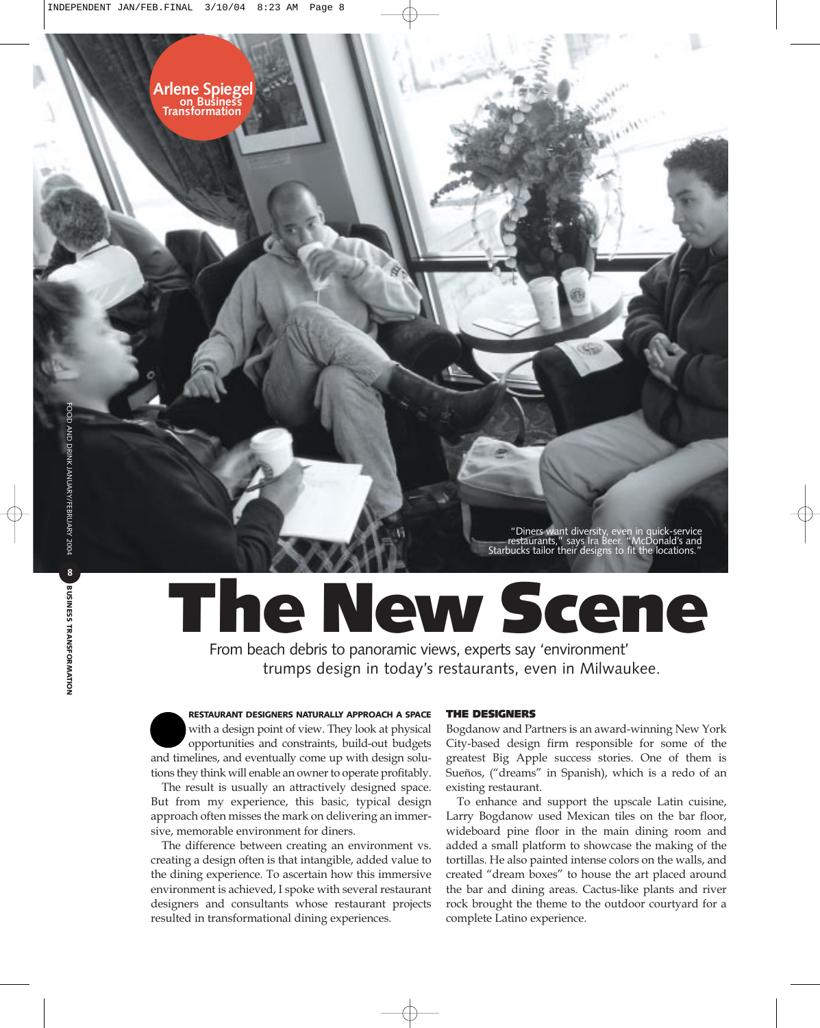Arlene Spiegel on Business Transformation

"Diners want diversity, even in quick-service restaurants," says Ira Beer. "McDonald's and Starbucks tailor their designs to fit the locations."

# The New Scene

From beach debris to panoramic views, experts say 'environment' trumps design in today's restaurants, even in Milwaukee.

**RESTAURANT DESIGNERS NATURALLY APPROACH A SPACE** with a design point of view. They look at physical opportunities and constraints, build-out budgets and timelines, and eventually come up with design solutions they think will enable an owner to operate profitably.

The result is usually an attractively designed space. But from my experience, this basic, typical design approach often misses the mark on delivering an immersive, memorable environment for diners.

The difference between creating an environment vs. creating a design often is that intangible, added value to the dining experience. To ascertain how this immersive environment is achieved, I spoke with several restaurant designers and consultants whose restaurant projects resulted in transformational dining experiences.

## THE DESIGNERS

Bogdanow and Partners is an award-winning New York City-based design firm responsible for some of the greatest Big Apple success stories. One of them is Sueños, ("dreams" in Spanish), which is a redo of an existing restaurant.

To enhance and support the upscale Latin cuisine, Larry Bogdanow used Mexican tiles on the bar floor, wideboard pine floor in the main dining room and added a small platform to showcase the making of the tortillas. He also painted intense colors on the walls, and created "dream boxes" to house the art placed around the bar and dining areas. Cactus-like plants and river rock brought the theme to the outdoor courtyard for a complete Latino experience.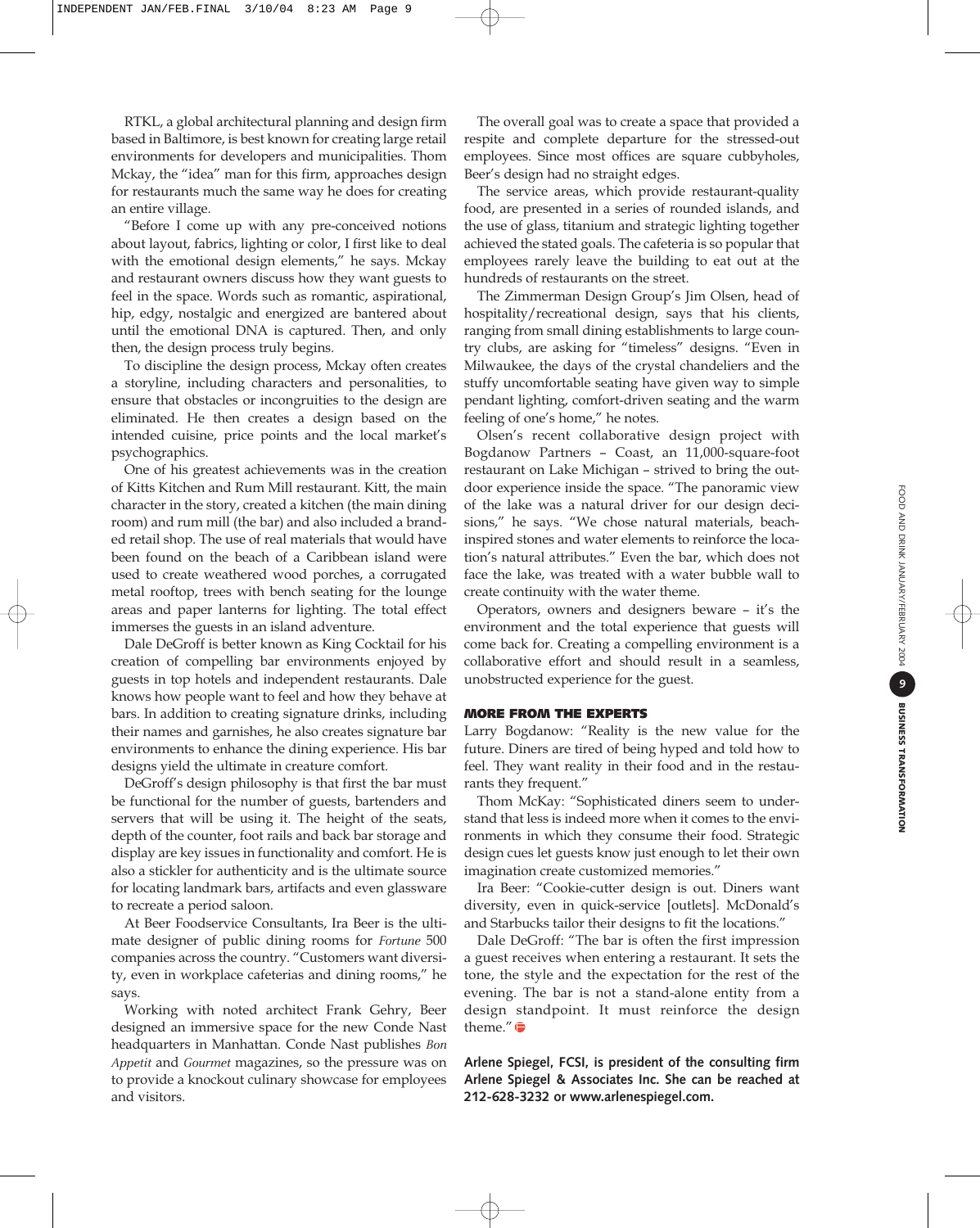RTKL, a global architectural planning and design firm based in Baltimore, is best known for creating large retail environments for developers and municipalities. Thom Mckay, the "idea" man for this firm, approaches design for restaurants much the same way he does for creating an entire village.

"Before I come up with any pre-conceived notions about layout, fabrics, lighting or color, I first like to deal with the emotional design elements," he says. Mckay and restaurant owners discuss how they want guests to feel in the space. Words such as romantic, aspirational, hip, edgy, nostalgic and energized are bantered about until the emotional DNA is captured. Then, and only then, the design process truly begins.

To discipline the design process, Mckay often creates a storyline, including characters and personalities, to ensure that obstacles or incongruities to the design are eliminated. He then creates a design based on the intended cuisine, price points and the local market's psychographics.

One of his greatest achievements was in the creation of Kitts Kitchen and Rum Mill restaurant. Kitt, the main character in the story, created a kitchen (the main dining room) and rum mill (the bar) and also included a branded retail shop. The use of real materials that would have been found on the beach of a Caribbean island were used to create weathered wood porches, a corrugated metal rooftop, trees with bench seating for the lounge areas and paper lanterns for lighting. The total effect immerses the guests in an island adventure.

Dale DeGroff is better known as King Cocktail for his creation of compelling bar environments enjoyed by guests in top hotels and independent restaurants. Dale knows how people want to feel and how they behave at bars. In addition to creating signature drinks, including their names and garnishes, he also creates signature bar environments to enhance the dining experience. His bar designs yield the ultimate in creature comfort.

DeGroff's design philosophy is that first the bar must be functional for the number of guests, bartenders and servers that will be using it. The height of the seats, depth of the counter, foot rails and back bar storage and display are key issues in functionality and comfort. He is also a stickler for authenticity and is the ultimate source for locating landmark bars, artifacts and even glassware to recreate a period saloon.

At Beer Foodservice Consultants, Ira Beer is the ultimate designer of public dining rooms for *Fortune* 500 companies across the country. "Customers want diversity, even in workplace cafeterias and dining rooms," he says.

Working with noted architect Frank Gehry, Beer designed an immersive space for the new Conde Nast headquarters in Manhattan. Conde Nast publishes *Bon Appetit* and *Gourmet* magazines, so the pressure was on to provide a knockout culinary showcase for employees and visitors.

The overall goal was to create a space that provided a respite and complete departure for the stressed-out employees. Since most offices are square cubbyholes, Beer's design had no straight edges.

The service areas, which provide restaurant-quality food, are presented in a series of rounded islands, and the use of glass, titanium and strategic lighting together achieved the stated goals. The cafeteria is so popular that employees rarely leave the building to eat out at the hundreds of restaurants on the street.

The Zimmerman Design Group's Jim Olsen, head of hospitality/recreational design, says that his clients, ranging from small dining establishments to large country clubs, are asking for "timeless" designs. "Even in Milwaukee, the days of the crystal chandeliers and the stuffy uncomfortable seating have given way to simple pendant lighting, comfort-driven seating and the warm feeling of one's home," he notes.

Olsen's recent collaborative design project with Bogdanow Partners – Coast, an 11,000-square-foot restaurant on Lake Michigan – strived to bring the outdoor experience inside the space. "The panoramic view of the lake was a natural driver for our design decisions," he says. "We chose natural materials, beach-inspired stones and water elements to reinforce the location's natural attributes." Even the bar, which does not face the lake, was treated with a water bubble wall to create continuity with the water theme.

Operators, owners and designers beware – it's the environment and the total experience that guests will come back for. Creating a compelling environment is a collaborative effort and should result in a seamless, unobstructed experience for the guest.

### MORE FROM THE EXPERTS

Larry Bogdanow: "Reality is the new value for the future. Diners are tired of being hyped and told how to feel. They want reality in their food and in the restaurants they frequent."

Thom McKay: "Sophisticated diners seem to understand that less is indeed more when it comes to the environments in which they consume their food. Strategic design cues let guests know just enough to let their own imagination create customized memories."

Ira Beer: "Cookie-cutter design is out. Diners want diversity, even in quick-service [outlets]. McDonald's and Starbucks tailor their designs to fit the locations."

Dale DeGroff: "The bar is often the first impression a guest receives when entering a restaurant. It sets the tone, the style and the expectation for the rest of the evening. The bar is not a stand-alone entity from a design standpoint. It must reinforce the design theme."

**Arlene Spiegel, FCSI, is president of the consulting firm Arlene Spiegel & Associates Inc. She can be reached at 212-628-3232 or www.arlenespiegel.com.**